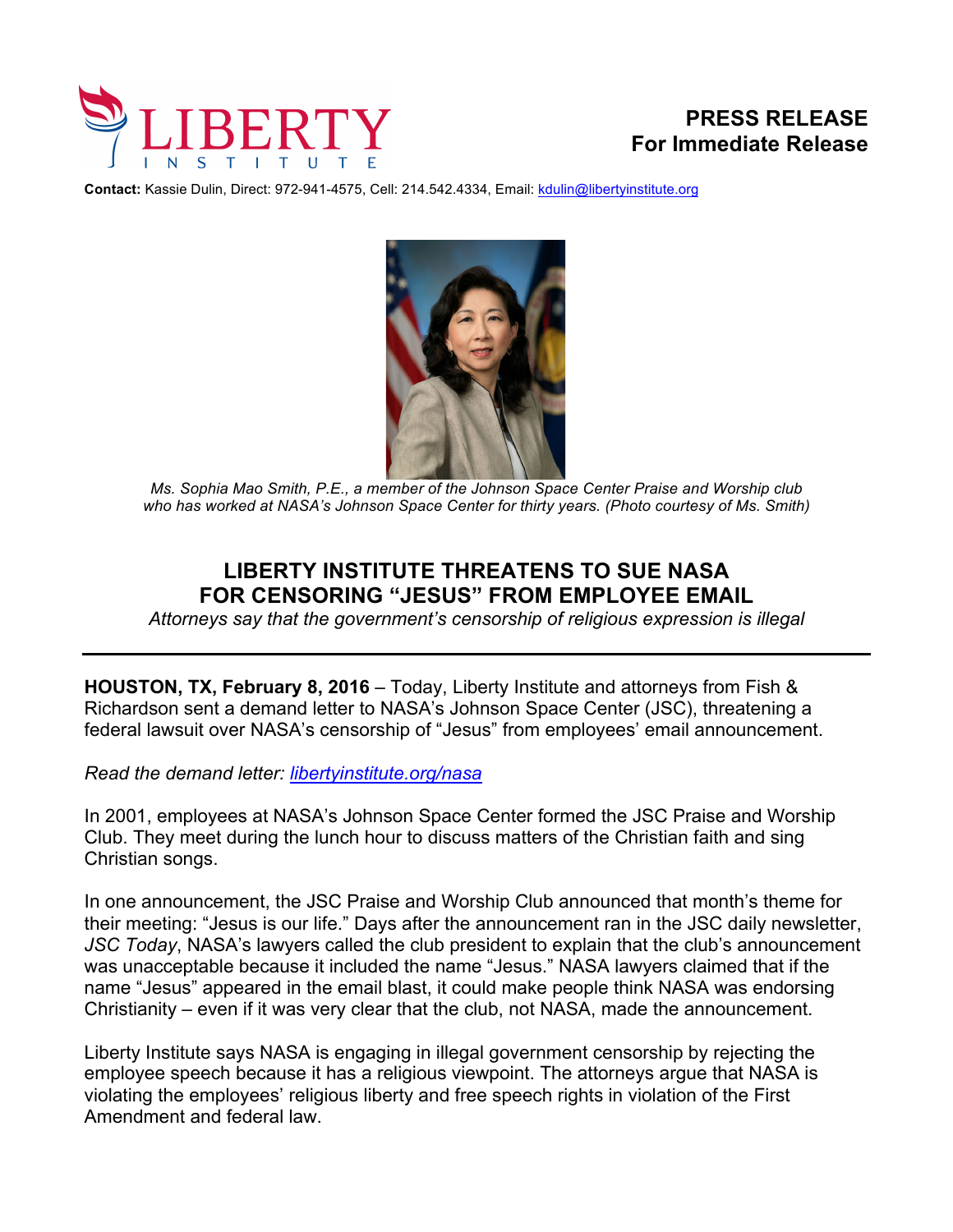LIBERTY INSTITUTE

**PRESS RELEASE**
**For Immediate Release**

**Contact:** Kassie Dulin, Direct: 972-941-4575, Cell: 214.542.4334, Email: kdulin@libertyinstitute.org

*Ms. Sophia Mao Smith, P.E., a member of the Johnson Space Center Praise and Worship club who has worked at NASA's Johnson Space Center for thirty years. (Photo courtesy of Ms. Smith)*

# LIBERTY INSTITUTE THREATENS TO SUE NASA FOR CENSORING "JESUS" FROM EMPLOYEE EMAIL

*Attorneys say that the government's censorship of religious expression is illegal*

---

**HOUSTON, TX, February 8, 2016** – Today, Liberty Institute and attorneys from Fish & Richardson sent a demand letter to NASA's Johnson Space Center (JSC), threatening a federal lawsuit over NASA's censorship of "Jesus" from employees' email announcement.

*Read the demand letter: libertyinstitute.org/nasa*

In 2001, employees at NASA's Johnson Space Center formed the JSC Praise and Worship Club. They meet during the lunch hour to discuss matters of the Christian faith and sing Christian songs.

In one announcement, the JSC Praise and Worship Club announced that month's theme for their meeting: "Jesus is our life." Days after the announcement ran in the JSC daily newsletter, *JSC Today*, NASA's lawyers called the club president to explain that the club's announcement was unacceptable because it included the name "Jesus." NASA lawyers claimed that if the name "Jesus" appeared in the email blast, it could make people think NASA was endorsing Christianity – even if it was very clear that the club, not NASA, made the announcement.

Liberty Institute says NASA is engaging in illegal government censorship by rejecting the employee speech because it has a religious viewpoint. The attorneys argue that NASA is violating the employees' religious liberty and free speech rights in violation of the First Amendment and federal law.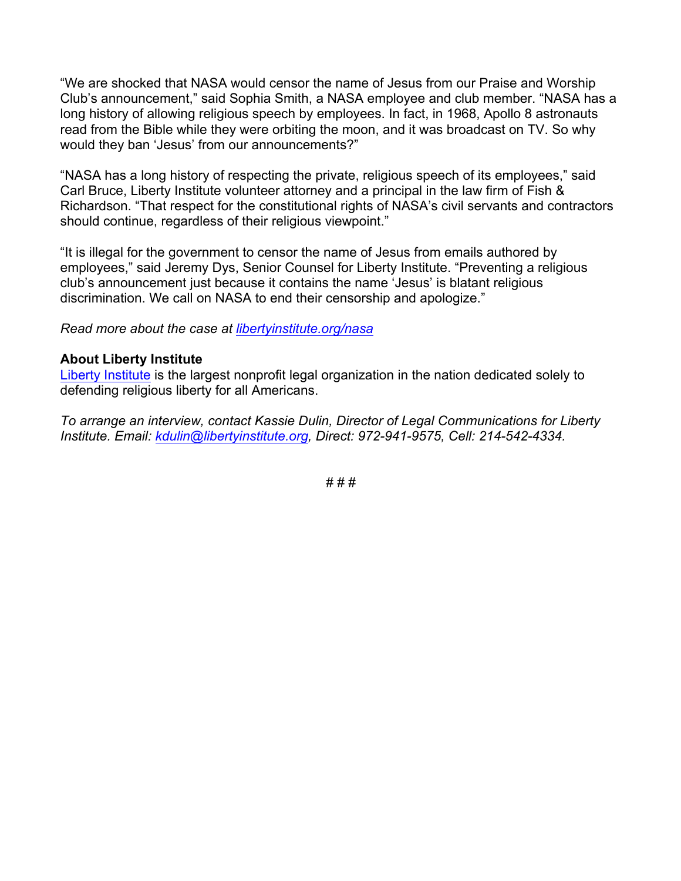"We are shocked that NASA would censor the name of Jesus from our Praise and Worship Club's announcement," said Sophia Smith, a NASA employee and club member. "NASA has a long history of allowing religious speech by employees. In fact, in 1968, Apollo 8 astronauts read from the Bible while they were orbiting the moon, and it was broadcast on TV. So why would they ban 'Jesus' from our announcements?"

"NASA has a long history of respecting the private, religious speech of its employees," said Carl Bruce, Liberty Institute volunteer attorney and a principal in the law firm of Fish & Richardson. "That respect for the constitutional rights of NASA's civil servants and contractors should continue, regardless of their religious viewpoint."

"It is illegal for the government to censor the name of Jesus from emails authored by employees," said Jeremy Dys, Senior Counsel for Liberty Institute. "Preventing a religious club's announcement just because it contains the name 'Jesus' is blatant religious discrimination. We call on NASA to end their censorship and apologize."

*Read more about the case at libertyinstitute.org/nasa*

**About Liberty Institute**
Liberty Institute is the largest nonprofit legal organization in the nation dedicated solely to defending religious liberty for all Americans.

*To arrange an interview, contact Kassie Dulin, Director of Legal Communications for Liberty Institute. Email: kdulin@libertyinstitute.org, Direct: 972-941-9575, Cell: 214-542-4334.*

# # #